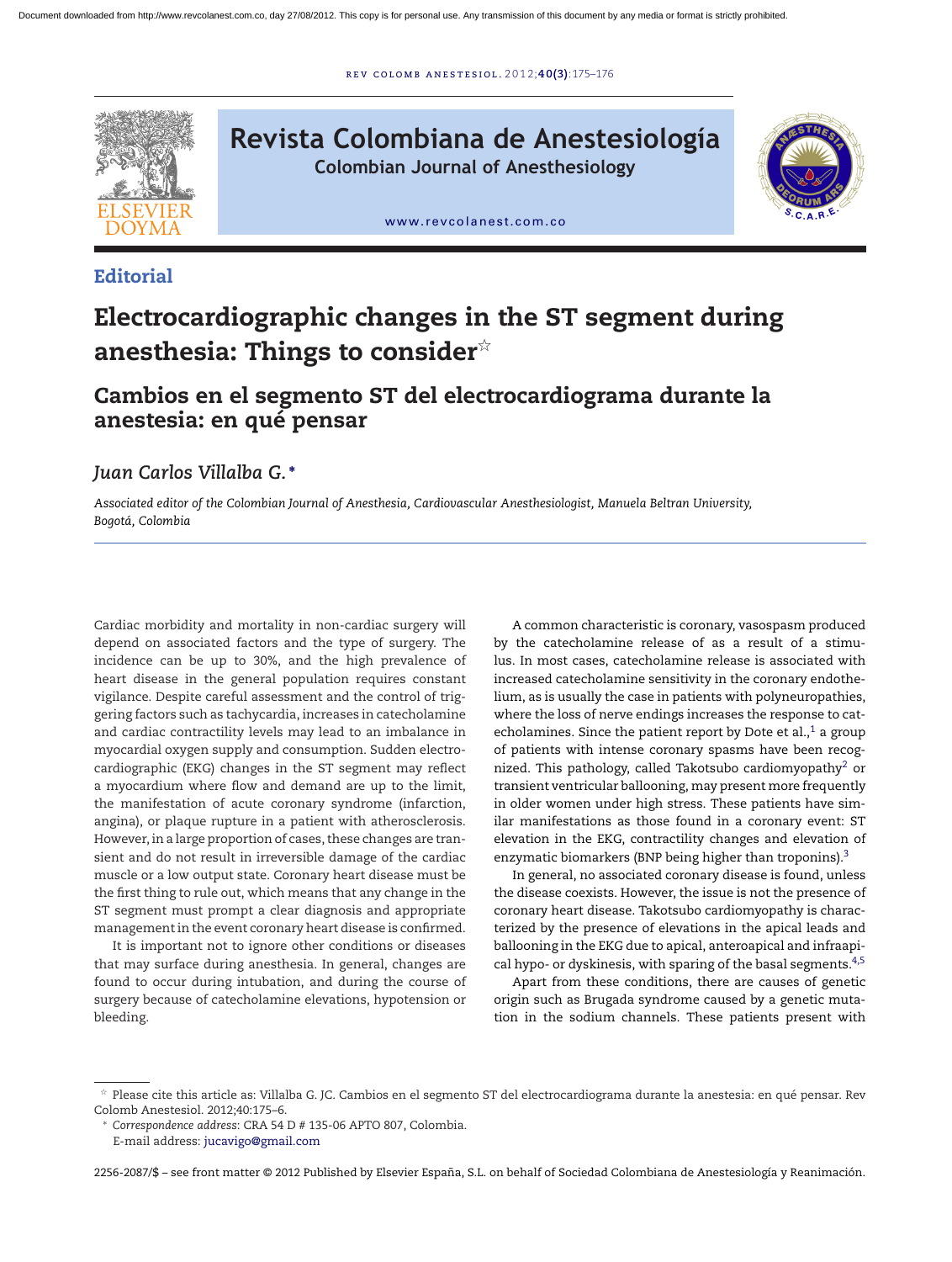Editorial

# Electrocardiographic changes in the ST segment during anesthesia: Things to consider☆

## Cambios en el segmento ST del electrocardiograma durante la anestesia: en qué pensar

*Juan Carlos Villalba G.* *

*Associated editor of the Colombian Journal of Anesthesia, Cardiovascular Anesthesiologist, Manuela Beltran University, Bogotá, Colombia*

Cardiac morbidity and mortality in non-cardiac surgery will depend on associated factors and the type of surgery. The incidence can be up to 30%, and the high prevalence of heart disease in the general population requires constant vigilance. Despite careful assessment and the control of triggering factors such as tachycardia, increases in catecholamine and cardiac contractility levels may lead to an imbalance in myocardial oxygen supply and consumption. Sudden electrocardiographic (EKG) changes in the ST segment may reflect a myocardium where flow and demand are up to the limit, the manifestation of acute coronary syndrome (infarction, angina), or plaque rupture in a patient with atherosclerosis. However, in a large proportion of cases, these changes are transient and do not result in irreversible damage of the cardiac muscle or a low output state. Coronary heart disease must be the first thing to rule out, which means that any change in the ST segment must prompt a clear diagnosis and appropriate management in the event coronary heart disease is confirmed.

It is important not to ignore other conditions or diseases that may surface during anesthesia. In general, changes are found to occur during intubation, and during the course of surgery because of catecholamine elevations, hypotension or bleeding.

A common characteristic is coronary, vasospasm produced by the catecholamine release of as a result of a stimulus. In most cases, catecholamine release is associated with increased catecholamine sensitivity in the coronary endothelium, as is usually the case in patients with polyneuropathies, where the loss of nerve endings increases the response to catecholamines. Since the patient report by Dote et al.,[1] a group of patients with intense coronary spasms have been recognized. This pathology, called Takotsubo cardiomyopathy[2] or transient ventricular ballooning, may present more frequently in older women under high stress. These patients have similar manifestations as those found in a coronary event: ST elevation in the EKG, contractility changes and elevation of enzymatic biomarkers (BNP being higher than troponins).[3]

In general, no associated coronary disease is found, unless the disease coexists. However, the issue is not the presence of coronary heart disease. Takotsubo cardiomyopathy is characterized by the presence of elevations in the apical leads and ballooning in the EKG due to apical, anteroapical and infraapical hypo- or dyskinesis, with sparing of the basal segments.[4,5]

Apart from these conditions, there are causes of genetic origin such as Brugada syndrome caused by a genetic mutation in the sodium channels. These patients present with

---

☆ Please cite this article as: Villalba G. JC. Cambios en el segmento ST del electrocardiograma durante la anestesia: en qué pensar. Rev Colomb Anestesiol. 2012;40:175–6.

* *Correspondence address*: CRA 54 D # 135-06 APTO 807, Colombia.
E-mail address: jucavigo@gmail.com

2256-2087/$ – see front matter © 2012 Published by Elsevier España, S.L. on behalf of Sociedad Colombiana de Anestesiología y Reanimación.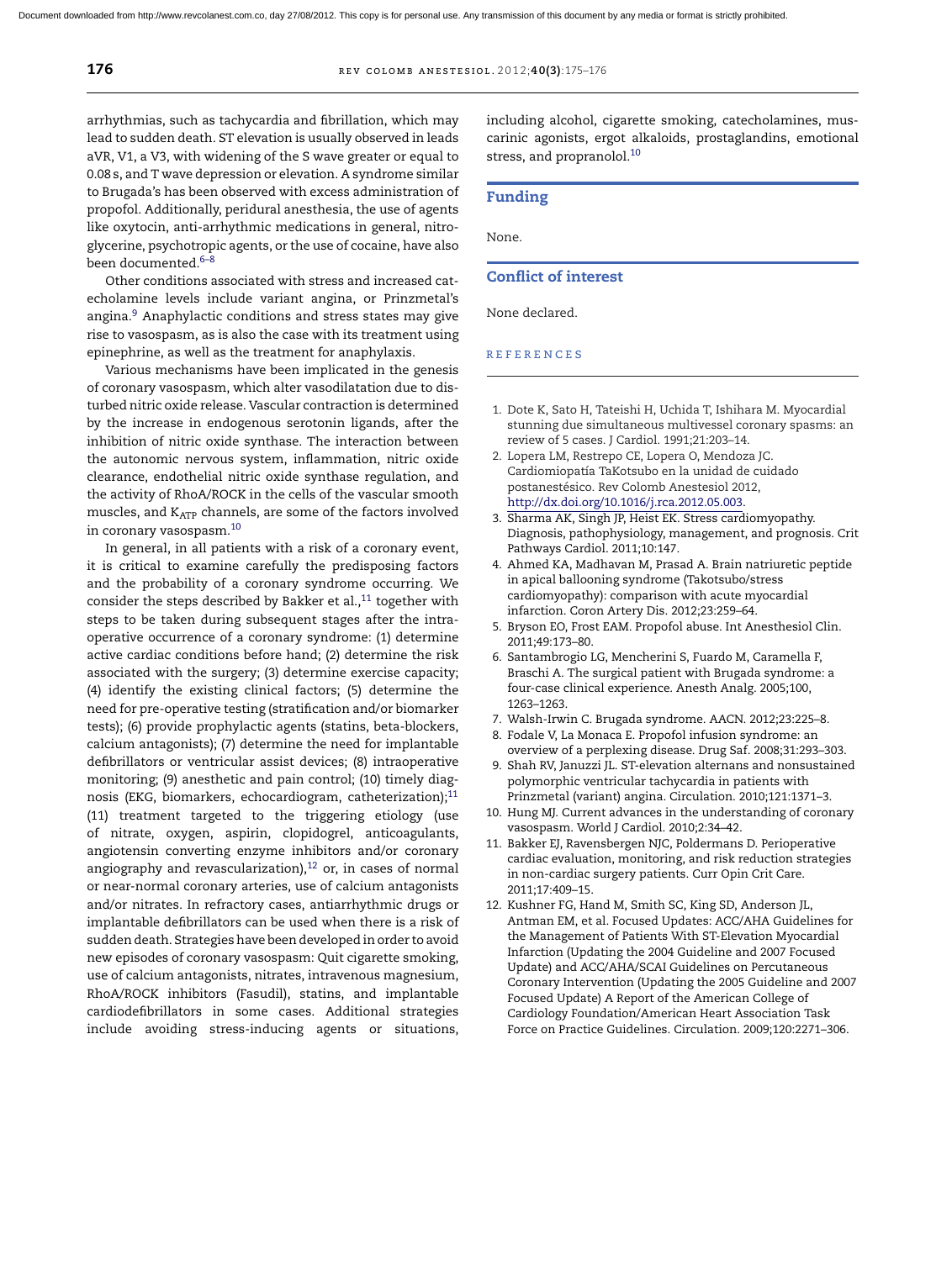arrhythmias, such as tachycardia and fibrillation, which may lead to sudden death. ST elevation is usually observed in leads aVR, V1, a V3, with widening of the S wave greater or equal to 0.08 s, and T wave depression or elevation. A syndrome similar to Brugada's has been observed with excess administration of propofol. Additionally, peridural anesthesia, the use of agents like oxytocin, anti-arrhythmic medications in general, nitroglycerine, psychotropic agents, or the use of cocaine, have also been documented.[6–8]

Other conditions associated with stress and increased catecholamine levels include variant angina, or Prinzmetal's angina.[9] Anaphylactic conditions and stress states may give rise to vasospasm, as is also the case with its treatment using epinephrine, as well as the treatment for anaphylaxis.

Various mechanisms have been implicated in the genesis of coronary vasospasm, which alter vasodilatation due to disturbed nitric oxide release. Vascular contraction is determined by the increase in endogenous serotonin ligands, after the inhibition of nitric oxide synthase. The interaction between the autonomic nervous system, inflammation, nitric oxide clearance, endothelial nitric oxide synthase regulation, and the activity of RhoA/ROCK in the cells of the vascular smooth muscles, and $K_{ATP}$ channels, are some of the factors involved in coronary vasospasm.[10]

In general, in all patients with a risk of a coronary event, it is critical to examine carefully the predisposing factors and the probability of a coronary syndrome occurring. We consider the steps described by Bakker et al.,[11] together with steps to be taken during subsequent stages after the intraoperative occurrence of a coronary syndrome: (1) determine active cardiac conditions before hand; (2) determine the risk associated with the surgery; (3) determine exercise capacity; (4) identify the existing clinical factors; (5) determine the need for pre-operative testing (stratification and/or biomarker tests); (6) provide prophylactic agents (statins, beta-blockers, calcium antagonists); (7) determine the need for implantable defibrillators or ventricular assist devices; (8) intraoperative monitoring; (9) anesthetic and pain control; (10) timely diagnosis (EKG, biomarkers, echocardiogram, catheterization);[11] (11) treatment targeted to the triggering etiology (use of nitrate, oxygen, aspirin, clopidogrel, anticoagulants, angiotensin converting enzyme inhibitors and/or coronary angiography and revascularization),[12] or, in cases of normal or near-normal coronary arteries, use of calcium antagonists and/or nitrates. In refractory cases, antiarrhythmic drugs or implantable defibrillators can be used when there is a risk of sudden death. Strategies have been developed in order to avoid new episodes of coronary vasospasm: Quit cigarette smoking, use of calcium antagonists, nitrates, intravenous magnesium, RhoA/ROCK inhibitors (Fasudil), statins, and implantable cardiodefibrillators in some cases. Additional strategies include avoiding stress-inducing agents or situations, including alcohol, cigarette smoking, catecholamines, muscarinic agonists, ergot alkaloids, prostaglandins, emotional stress, and propranolol.[10]

## Funding

None.

## Conflict of interest

None declared.

## REFERENCES

1. Dote K, Sato H, Tateishi H, Uchida T, Ishihara M. Myocardial stunning due simultaneous multivessel coronary spasms: an review of 5 cases. J Cardiol. 1991;21:203–14.
2. Lopera LM, Restrepo CE, Lopera O, Mendoza JC. Cardiomiopatía TaKotsubo en la unidad de cuidado postanestésico. Rev Colomb Anestesiol 2012, http://dx.doi.org/10.1016/j.rca.2012.05.003.
3. Sharma AK, Singh JP, Heist EK. Stress cardiomyopathy. Diagnosis, pathophysiology, management, and prognosis. Crit Pathways Cardiol. 2011;10:147.
4. Ahmed KA, Madhavan M, Prasad A. Brain natriuretic peptide in apical ballooning syndrome (Takotsubo/stress cardiomyopathy): comparison with acute myocardial infarction. Coron Artery Dis. 2012;23:259–64.
5. Bryson EO, Frost EAM. Propofol abuse. Int Anesthesiol Clin. 2011;49:173–80.
6. Santambrogio LG, Mencherini S, Fuardo M, Caramella F, Braschi A. The surgical patient with Brugada syndrome: a four-case clinical experience. Anesth Analg. 2005;100, 1263–1263.
7. Walsh-Irwin C. Brugada syndrome. AACN. 2012;23:225–8.
8. Fodale V, La Monaca E. Propofol infusion syndrome: an overview of a perplexing disease. Drug Saf. 2008;31:293–303.
9. Shah RV, Januzzi JL. ST-elevation alternans and nonsustained polymorphic ventricular tachycardia in patients with Prinzmetal (variant) angina. Circulation. 2010;121:1371–3.
10. Hung MJ. Current advances in the understanding of coronary vasospasm. World J Cardiol. 2010;2:34–42.
11. Bakker EJ, Ravensbergen NJC, Poldermans D. Perioperative cardiac evaluation, monitoring, and risk reduction strategies in non-cardiac surgery patients. Curr Opin Crit Care. 2011;17:409–15.
12. Kushner FG, Hand M, Smith SC, King SD, Anderson JL, Antman EM, et al. Focused Updates: ACC/AHA Guidelines for the Management of Patients With ST-Elevation Myocardial Infarction (Updating the 2004 Guideline and 2007 Focused Update) and ACC/AHA/SCAI Guidelines on Percutaneous Coronary Intervention (Updating the 2005 Guideline and 2007 Focused Update) A Report of the American College of Cardiology Foundation/American Heart Association Task Force on Practice Guidelines. Circulation. 2009;120:2271–306.